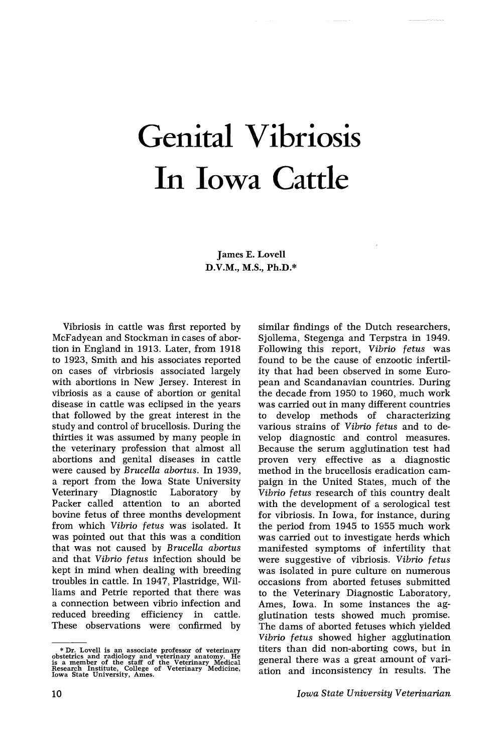# Genital Vibriosis In Iowa Cattle

James E. Lovell
D.V.M., M.S., Ph.D.*

Vibriosis in cattle was first reported by McFadyean and Stockman in cases of abortion in England in 1913. Later, from 1918 to 1923, Smith and his associates reported on cases of virbriosis associated largely with abortions in New Jersey. Interest in vibriosis as a cause of abortion or genital disease in cattle was eclipsed in the years that followed by the great interest in the study and control of brucellosis. During the thirties it was assumed by many people in the veterinary profession that almost all abortions and genital diseases in cattle were caused by *Brucella abortus*. In 1939, a report from the Iowa State University Veterinary Diagnostic Laboratory by Packer called attention to an aborted bovine fetus of three months development from which *Vibrio fetus* was isolated. It was pointed out that this was a condition that was not caused by *Brucella abortus* and that *Vibrio fetus* infection should be kept in mind when dealing with breeding troubles in cattle. In 1947, Plastridge, Williams and Petrie reported that there was a connection between vibrio infection and reduced breeding efficiency in cattle. These observations were confirmed by similar findings of the Dutch researchers, Sjollema, Stegenga and Terpstra in 1949. Following this report, *Vibrio fetus* was found to be the cause of enzootic infertility that had been observed in some European and Scandanavian countries. During the decade from 1950 to 1960, much work was carried out in many different countries to develop methods of characterizing various strains of *Vibrio fetus* and to develop diagnostic and control measures. Because the serum agglutination test had proven very effective as a diagnostic method in the brucellosis eradication campaign in the United States, much of the *Vibrio fetus* research of this country dealt with the development of a serological test for vibriosis. In Iowa, for instance, during the period from 1945 to 1955 much work was carried out to investigate herds which manifested symptoms of infertility that were suggestive of vibriosis. *Vibrio fetus* was isolated in pure culture on numerous occasions from aborted fetuses submitted to the Veterinary Diagnostic Laboratory, Ames, Iowa. In some instances the agglutination tests showed much promise. The dams of aborted fetuses which yielded *Vibrio fetus* showed higher agglutination titers than did non-aborting cows, but in general there was a great amount of variation and inconsistency in results. The

---

* Dr. Lovell is an associate professor of veterinary obstetrics and radiology and veterinary anatomy. He is a member of the staff of the Veterinary Medical Research Institute, College of Veterinary Medicine, Iowa State University, Ames.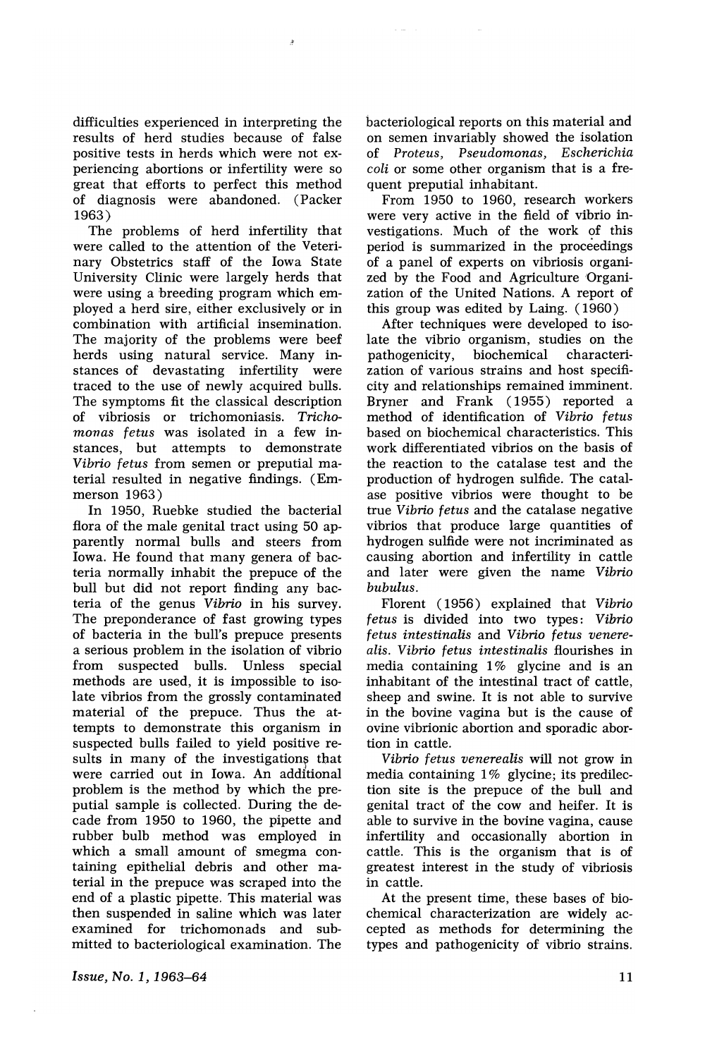difficulties experienced in interpreting the results of herd studies because of false positive tests in herds which were not experiencing abortions or infertility were so great that efforts to perfect this method of diagnosis were abandoned. (Packer 1963)

The problems of herd infertility that were called to the attention of the Veterinary Obstetrics staff of the Iowa State University Clinic were largely herds that were using a breeding program which employed a herd sire, either exclusively or in combination with artificial insemination. The majority of the problems were beef herds using natural service. Many instances of devastating infertility were traced to the use of newly acquired bulls. The symptoms fit the classical description of vibriosis or trichomoniasis. *Trichomonas fetus* was isolated in a few instances, but attempts to demonstrate *Vibrio fetus* from semen or preputial material resulted in negative findings. (Emmerson 1963)

In 1950, Ruebke studied the bacterial flora of the male genital tract using 50 apparently normal bulls and steers from Iowa. He found that many genera of bacteria normally inhabit the prepuce of the bull but did not report finding any bacteria of the genus *Vibrio* in his survey. The preponderance of fast growing types of bacteria in the bull's prepuce presents a serious problem in the isolation of vibrio from suspected bulls. Unless special methods are used, it is impossible to isolate vibrios from the grossly contaminated material of the prepuce. Thus the attempts to demonstrate this organism in suspected bulls failed to yield positive results in many of the investigations that were carried out in Iowa. An additional problem is the method by which the preputial sample is collected. During the decade from 1950 to 1960, the pipette and rubber bulb method was employed in which a small amount of smegma containing epithelial debris and other material in the prepuce was scraped into the end of a plastic pipette. This material was then suspended in saline which was later examined for trichomonads and submitted to bacteriological examination. The bacteriological reports on this material and on semen invariably showed the isolation of *Proteus, Pseudomonas, Escherichia coli* or some other organism that is a frequent preputial inhabitant.

From 1950 to 1960, research workers were very active in the field of vibrio investigations. Much of the work of this period is summarized in the proceedings of a panel of experts on vibriosis organized by the Food and Agriculture Organization of the United Nations. A report of this group was edited by Laing. (1960)

After techniques were developed to isolate the vibrio organism, studies on the pathogenicity, biochemical characterization of various strains and host specificity and relationships remained imminent. Bryner and Frank (1955) reported a method of identification of *Vibrio fetus* based on biochemical characteristics. This work differentiated vibrios on the basis of the reaction to the catalase test and the production of hydrogen sulfide. The catalase positive vibrios were thought to be true *Vibrio fetus* and the catalase negative vibrios that produce large quantities of hydrogen sulfide were not incriminated as causing abortion and infertility in cattle and later were given the name *Vibrio bubulus*.

Florent (1956) explained that *Vibrio fetus* is divided into two types: *Vibrio fetus intestinalis* and *Vibrio fetus venerealis*. *Vibrio fetus intestinalis* flourishes in media containing 1% glycine and is an inhabitant of the intestinal tract of cattle, sheep and swine. It is not able to survive in the bovine vagina but is the cause of ovine vibrionic abortion and sporadic abortion in cattle.

*Vibrio fetus venerealis* will not grow in media containing 1% glycine; its predilection site is the prepuce of the bull and genital tract of the cow and heifer. It is able to survive in the bovine vagina, cause infertility and occasionally abortion in cattle. This is the organism that is of greatest interest in the study of vibriosis in cattle.

At the present time, these bases of biochemical characterization are widely accepted as methods for determining the types and pathogenicity of vibrio strains.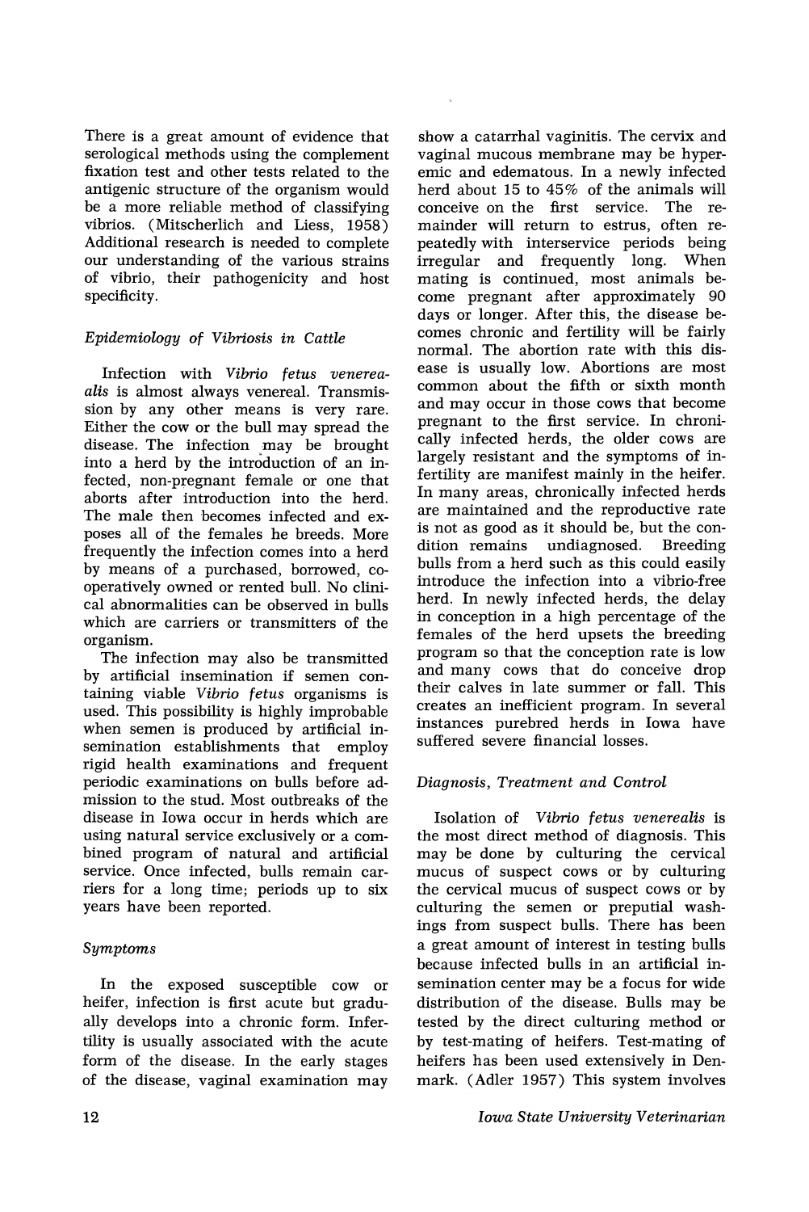There is a great amount of evidence that serological methods using the complement fixation test and other tests related to the antigenic structure of the organism would be a more reliable method of classifying vibrios. (Mitscherlich and Liess, 1958) Additional research is needed to complete our understanding of the various strains of vibrio, their pathogenicity and host specificity.

### *Epidemiology of Vibriosis in Cattle*

Infection with *Vibrio fetus venerealis* is almost always venereal. Transmission by any other means is very rare. Either the cow or the bull may spread the disease. The infection may be brought into a herd by the introduction of an infected, non-pregnant female or one that aborts after introduction into the herd. The male then becomes infected and exposes all of the females he breeds. More frequently the infection comes into a herd by means of a purchased, borrowed, cooperatively owned or rented bull. No clinical abnormalities can be observed in bulls which are carriers or transmitters of the organism.

The infection may also be transmitted by artificial insemination if semen containing viable *Vibrio fetus* organisms is used. This possibility is highly improbable when semen is produced by artificial insemination establishments that employ rigid health examinations and frequent periodic examinations on bulls before admission to the stud. Most outbreaks of the disease in Iowa occur in herds which are using natural service exclusively or a combined program of natural and artificial service. Once infected, bulls remain carriers for a long time; periods up to six years have been reported.

### *Symptoms*

In the exposed susceptible cow or heifer, infection is first acute but gradually develops into a chronic form. Infertility is usually associated with the acute form of the disease. In the early stages of the disease, vaginal examination may show a catarrhal vaginitis. The cervix and vaginal mucous membrane may be hyperemic and edematous. In a newly infected herd about 15 to 45% of the animals will conceive on the first service. The remainder will return to estrus, often repeatedly with interservice periods being irregular and frequently long. When mating is continued, most animals become pregnant after approximately 90 days or longer. After this, the disease becomes chronic and fertility will be fairly normal. The abortion rate with this disease is usually low. Abortions are most common about the fifth or sixth month and may occur in those cows that become pregnant to the first service. In chronically infected herds, the older cows are largely resistant and the symptoms of infertility are manifest mainly in the heifer. In many areas, chronically infected herds are maintained and the reproductive rate is not as good as it should be, but the condition remains undiagnosed. Breeding bulls from a herd such as this could easily introduce the infection into a vibrio-free herd. In newly infected herds, the delay in conception in a high percentage of the females of the herd upsets the breeding program so that the conception rate is low and many cows that do conceive drop their calves in late summer or fall. This creates an inefficient program. In several instances purebred herds in Iowa have suffered severe financial losses.

### *Diagnosis, Treatment and Control*

Isolation of *Vibrio fetus venerealis* is the most direct method of diagnosis. This may be done by culturing the cervical mucus of suspect cows or by culturing the cervical mucus of suspect cows or by culturing the semen or preputial washings from suspect bulls. There has been a great amount of interest in testing bulls because infected bulls in an artificial insemination center may be a focus for wide distribution of the disease. Bulls may be tested by the direct culturing method or by test-mating of heifers. Test-mating of heifers has been used extensively in Denmark. (Adler 1957) This system involves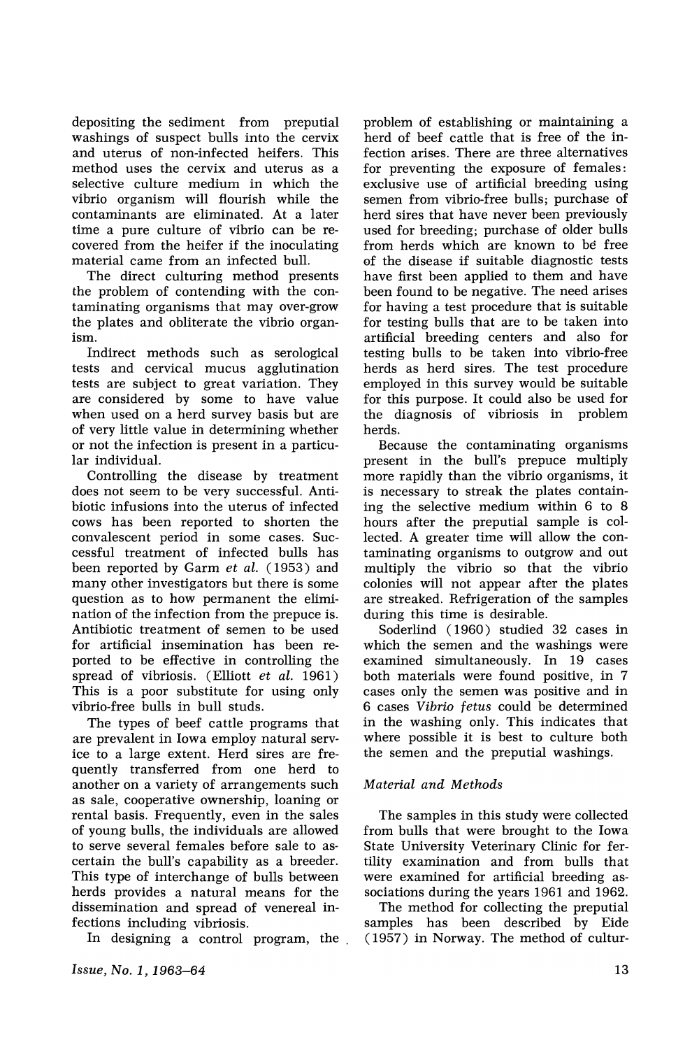depositing the sediment from preputial washings of suspect bulls into the cervix and uterus of non-infected heifers. This method uses the cervix and uterus as a selective culture medium in which the vibrio organism will flourish while the contaminants are eliminated. At a later time a pure culture of vibrio can be recovered from the heifer if the inoculating material came from an infected bull.

The direct culturing method presents the problem of contending with the contaminating organisms that may over-grow the plates and obliterate the vibrio organism.

Indirect methods such as serological tests and cervical mucus agglutination tests are subject to great variation. They are considered by some to have value when used on a herd survey basis but are of very little value in determining whether or not the infection is present in a particular individual.

Controlling the disease by treatment does not seem to be very successful. Antibiotic infusions into the uterus of infected cows has been reported to shorten the convalescent period in some cases. Successful treatment of infected bulls has been reported by Garm *et al.* (1953) and many other investigators but there is some question as to how permanent the elimination of the infection from the prepuce is. Antibiotic treatment of semen to be used for artificial insemination has been reported to be effective in controlling the spread of vibriosis. (Elliott *et al.* 1961) This is a poor substitute for using only vibrio-free bulls in bull studs.

The types of beef cattle programs that are prevalent in Iowa employ natural service to a large extent. Herd sires are frequently transferred from one herd to another on a variety of arrangements such as sale, cooperative ownership, loaning or rental basis. Frequently, even in the sales of young bulls, the individuals are allowed to serve several females before sale to ascertain the bull's capability as a breeder. This type of interchange of bulls between herds provides a natural means for the dissemination and spread of venereal infections including vibriosis.

In designing a control program, the problem of establishing or maintaining a herd of beef cattle that is free of the infection arises. There are three alternatives for preventing the exposure of females: exclusive use of artificial breeding using semen from vibrio-free bulls; purchase of herd sires that have never been previously used for breeding; purchase of older bulls from herds which are known to be free of the disease if suitable diagnostic tests have first been applied to them and have been found to be negative. The need arises for having a test procedure that is suitable for testing bulls that are to be taken into artificial breeding centers and also for testing bulls to be taken into vibrio-free herds as herd sires. The test procedure employed in this survey would be suitable for this purpose. It could also be used for the diagnosis of vibriosis in problem herds.

Because the contaminating organisms present in the bull's prepuce multiply more rapidly than the vibrio organisms, it is necessary to streak the plates containing the selective medium within 6 to 8 hours after the preputial sample is collected. A greater time will allow the contaminating organisms to outgrow and out multiply the vibrio so that the vibrio colonies will not appear after the plates are streaked. Refrigeration of the samples during this time is desirable.

Soderlind (1960) studied 32 cases in which the semen and the washings were examined simultaneously. In 19 cases both materials were found positive, in 7 cases only the semen was positive and in 6 cases *Vibrio fetus* could be determined in the washing only. This indicates that where possible it is best to culture both the semen and the preputial washings.

### *Material and Methods*

The samples in this study were collected from bulls that were brought to the Iowa State University Veterinary Clinic for fertility examination and from bulls that were examined for artificial breeding associations during the years 1961 and 1962.

The method for collecting the preputial samples has been described by Eide (1957) in Norway. The method of cultur-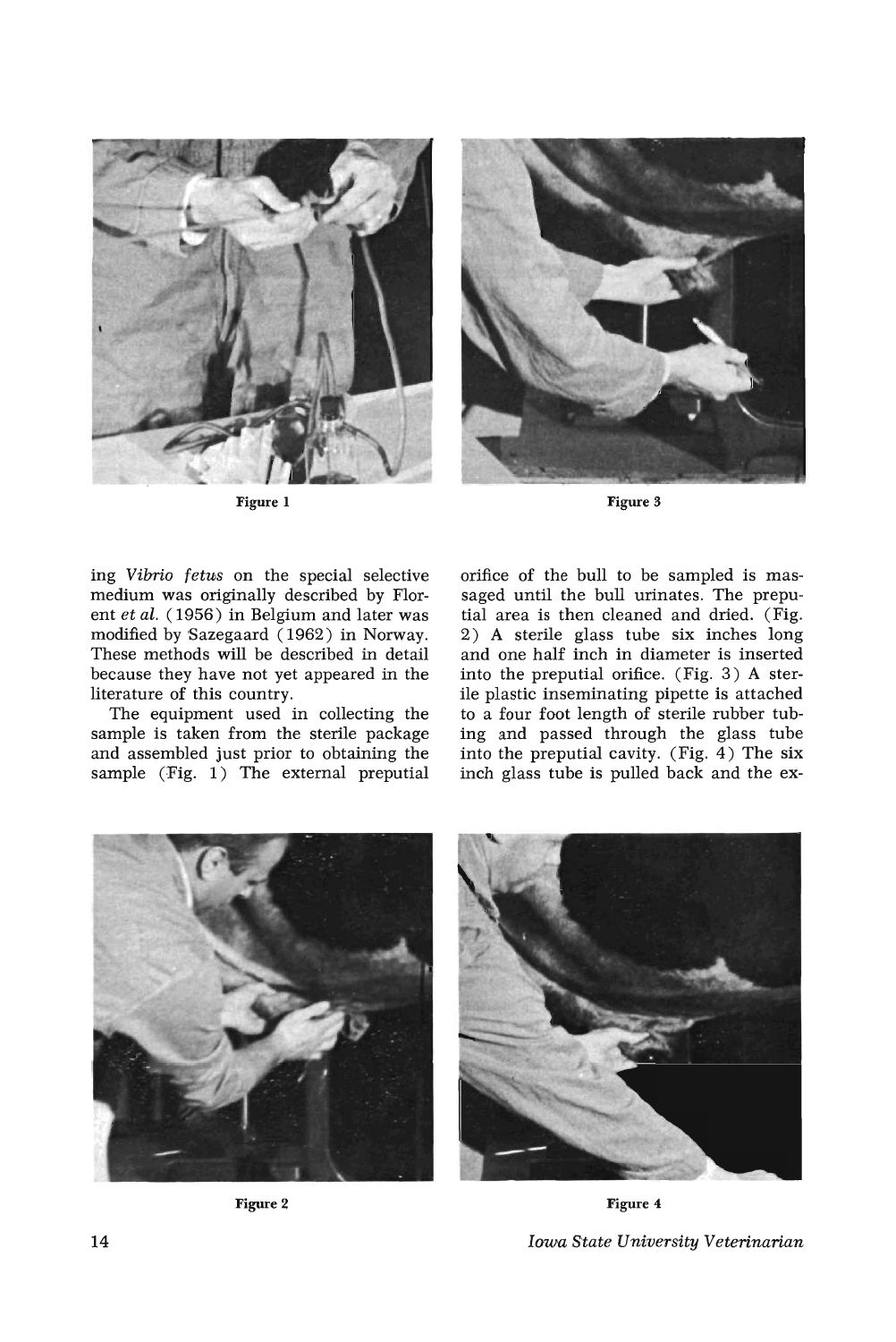Figure 1

Figure 3

ing *Vibrio fetus* on the special selective medium was originally described by Florent *et al.* (1956) in Belgium and later was modified by Sazegaard (1962) in Norway. These methods will be described in detail because they have not yet appeared in the literature of this country.

The equipment used in collecting the sample is taken from the sterile package and assembled just prior to obtaining the sample (Fig. 1) The external preputial orifice of the bull to be sampled is massaged until the bull urinates. The preputial area is then cleaned and dried. (Fig. 2) A sterile glass tube six inches long and one half inch in diameter is inserted into the preputial orifice. (Fig. 3) A sterile plastic inseminating pipette is attached to a four foot length of sterile rubber tubing and passed through the glass tube into the preputial cavity. (Fig. 4) The six inch glass tube is pulled back and the ex-

Figure 2

Figure 4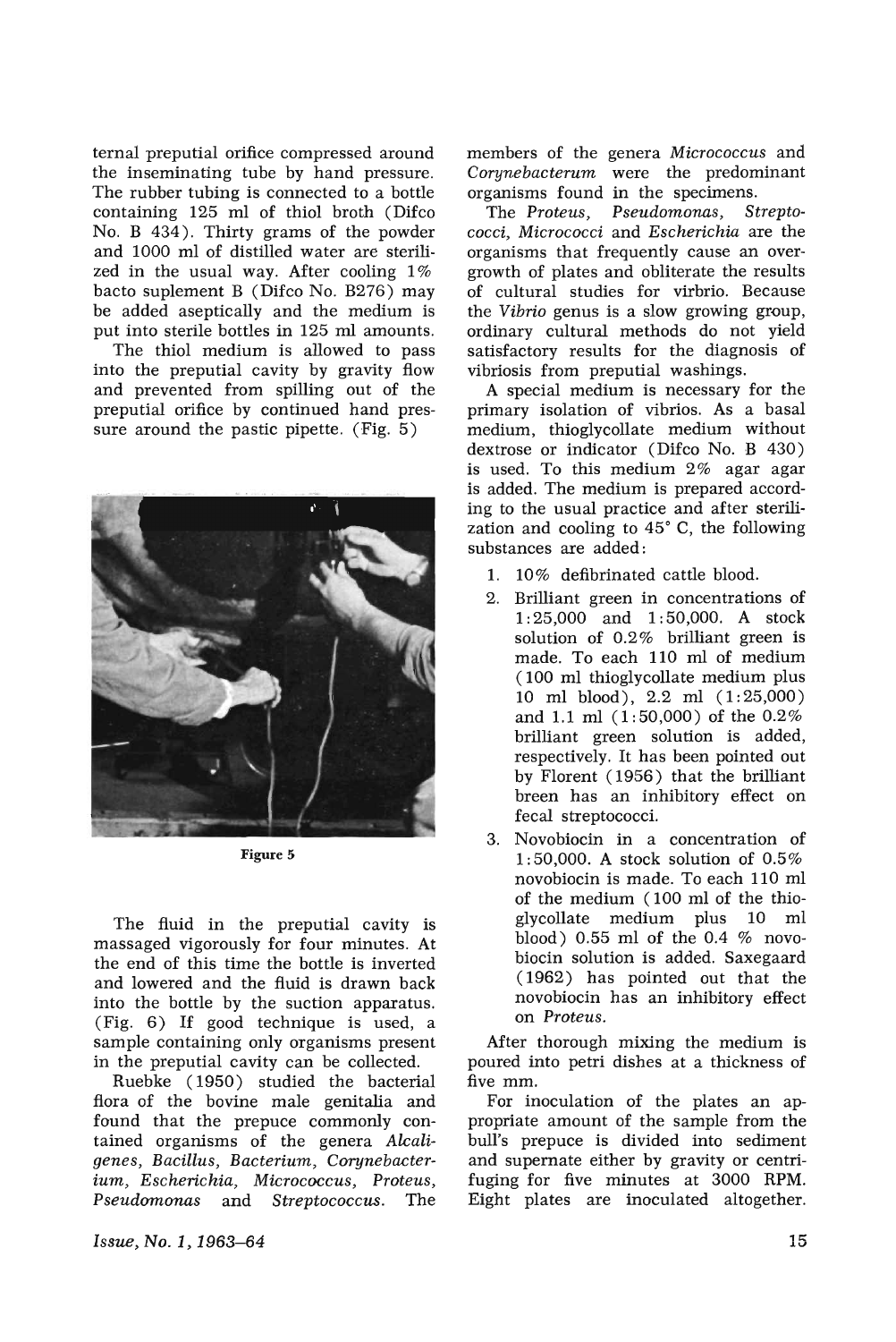ternal preputial orifice compressed around the inseminating tube by hand pressure. The rubber tubing is connected to a bottle containing 125 ml of thiol broth (Difco No. B 434). Thirty grams of the powder and 1000 ml of distilled water are sterilized in the usual way. After cooling 1% bacto suplement B (Difco No. B276) may be added aseptically and the medium is put into sterile bottles in 125 ml amounts.

The thiol medium is allowed to pass into the preputial cavity by gravity flow and prevented from spilling out of the preputial orifice by continued hand pressure around the pastic pipette. (Fig. 5)

Figure 5

The fluid in the preputial cavity is massaged vigorously for four minutes. At the end of this time the bottle is inverted and lowered and the fluid is drawn back into the bottle by the suction apparatus. (Fig. 6) If good technique is used, a sample containing only organisms present in the preputial cavity can be collected.

Ruebke (1950) studied the bacterial flora of the bovine male genitalia and found that the prepuce commonly contained organisms of the genera *Alcaligenes, Bacillus, Bacterium, Corynebacterium, Escherichia, Micrococcus, Proteus, Pseudomonas* and *Streptococcus*. The members of the genera *Micrococcus* and *Corynebacterum* were the predominant organisms found in the specimens.

The *Proteus, Pseudomonas, Streptococci, Micrococci* and *Escherichia* are the organisms that frequently cause an overgrowth of plates and obliterate the results of cultural studies for virbrio. Because the *Vibrio* genus is a slow growing group, ordinary cultural methods do not yield satisfactory results for the diagnosis of vibriosis from preputial washings.

A special medium is necessary for the primary isolation of vibrios. As a basal medium, thioglycollate medium without dextrose or indicator (Difco No. B 430) is used. To this medium 2% agar agar is added. The medium is prepared according to the usual practice and after sterilization and cooling to 45° C, the following substances are added:

1. 10% defibrinated cattle blood.
2. Brilliant green in concentrations of 1:25,000 and 1:50,000. A stock solution of 0.2% brilliant green is made. To each 110 ml of medium (100 ml thioglycollate medium plus 10 ml blood), 2.2 ml (1:25,000) and 1.1 ml (1:50,000) of the 0.2% brilliant green solution is added, respectively. It has been pointed out by Florent (1956) that the brilliant breen has an inhibitory effect on fecal streptococci.
3. Novobiocin in a concentration of 1:50,000. A stock solution of 0.5% novobiocin is made. To each 110 ml of the medium (100 ml of the thioglycollate medium plus 10 ml blood) 0.55 ml of the 0.4 % novobiocin solution is added. Saxegaard (1962) has pointed out that the novobiocin has an inhibitory effect on *Proteus*.

After thorough mixing the medium is poured into petri dishes at a thickness of five mm.

For inoculation of the plates an appropriate amount of the sample from the bull's prepuce is divided into sediment and supernate either by gravity or centrifuging for five minutes at 3000 RPM. Eight plates are inoculated altogether.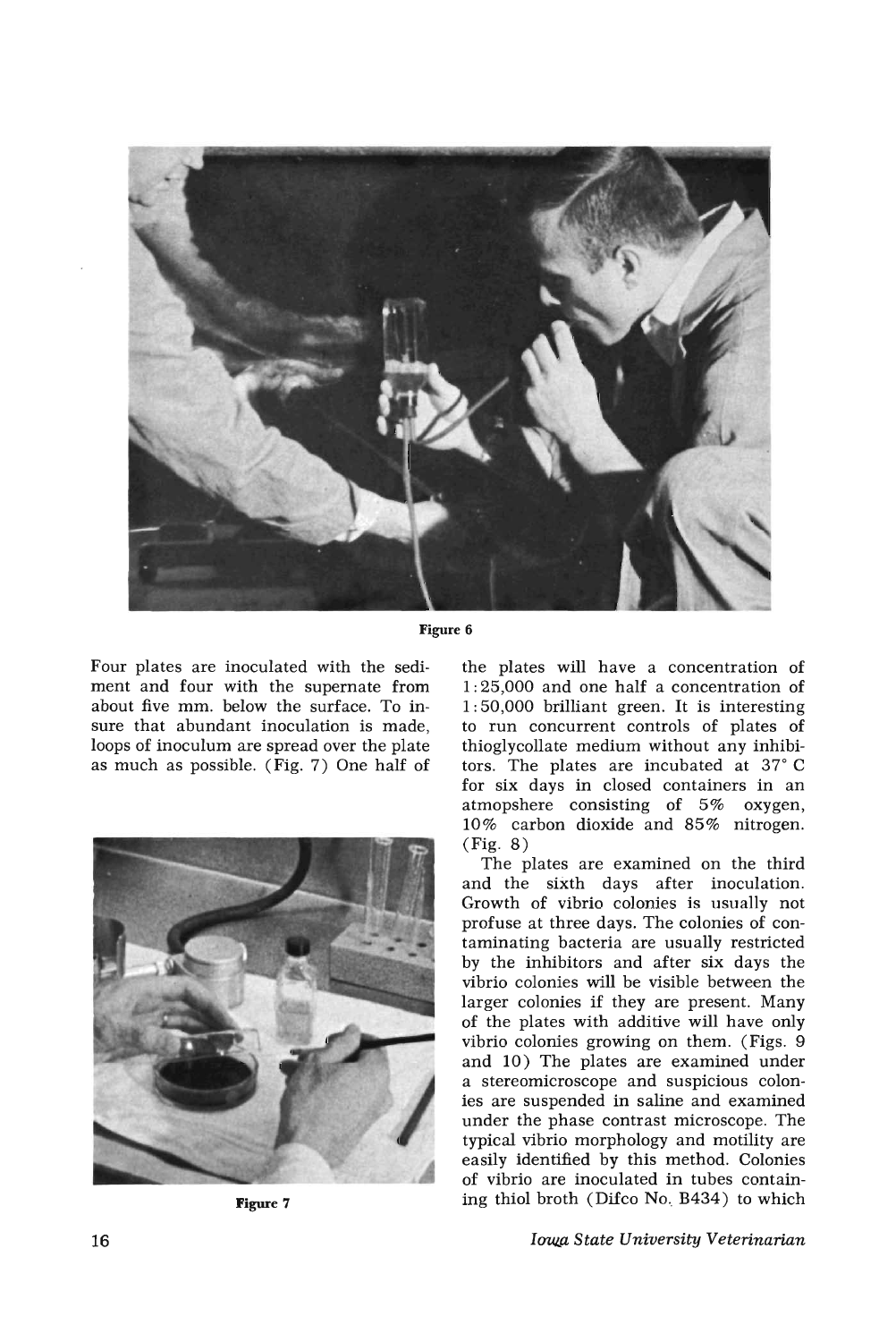Figure 6

Four plates are inoculated with the sediment and four with the supernate from about five mm. below the surface. To insure that abundant inoculation is made, loops of inoculum are spread over the plate as much as possible. (Fig. 7) One half of the plates will have a concentration of 1:25,000 and one half a concentration of 1:50,000 brilliant green. It is interesting to run concurrent controls of plates of thioglycollate medium without any inhibitors. The plates are incubated at 37° C for six days in closed containers in an atmopshere consisting of 5% oxygen, 10% carbon dioxide and 85% nitrogen. (Fig. 8)

Figure 7

The plates are examined on the third and the sixth days after inoculation. Growth of vibrio colonies is usually not profuse at three days. The colonies of contaminating bacteria are usually restricted by the inhibitors and after six days the vibrio colonies will be visible between the larger colonies if they are present. Many of the plates with additive will have only vibrio colonies growing on them. (Figs. 9 and 10) The plates are examined under a stereomicroscope and suspicious colonies are suspended in saline and examined under the phase contrast microscope. The typical vibrio morphology and motility are easily identified by this method. Colonies of vibrio are inoculated in tubes containing thiol broth (Difco No. B434) to which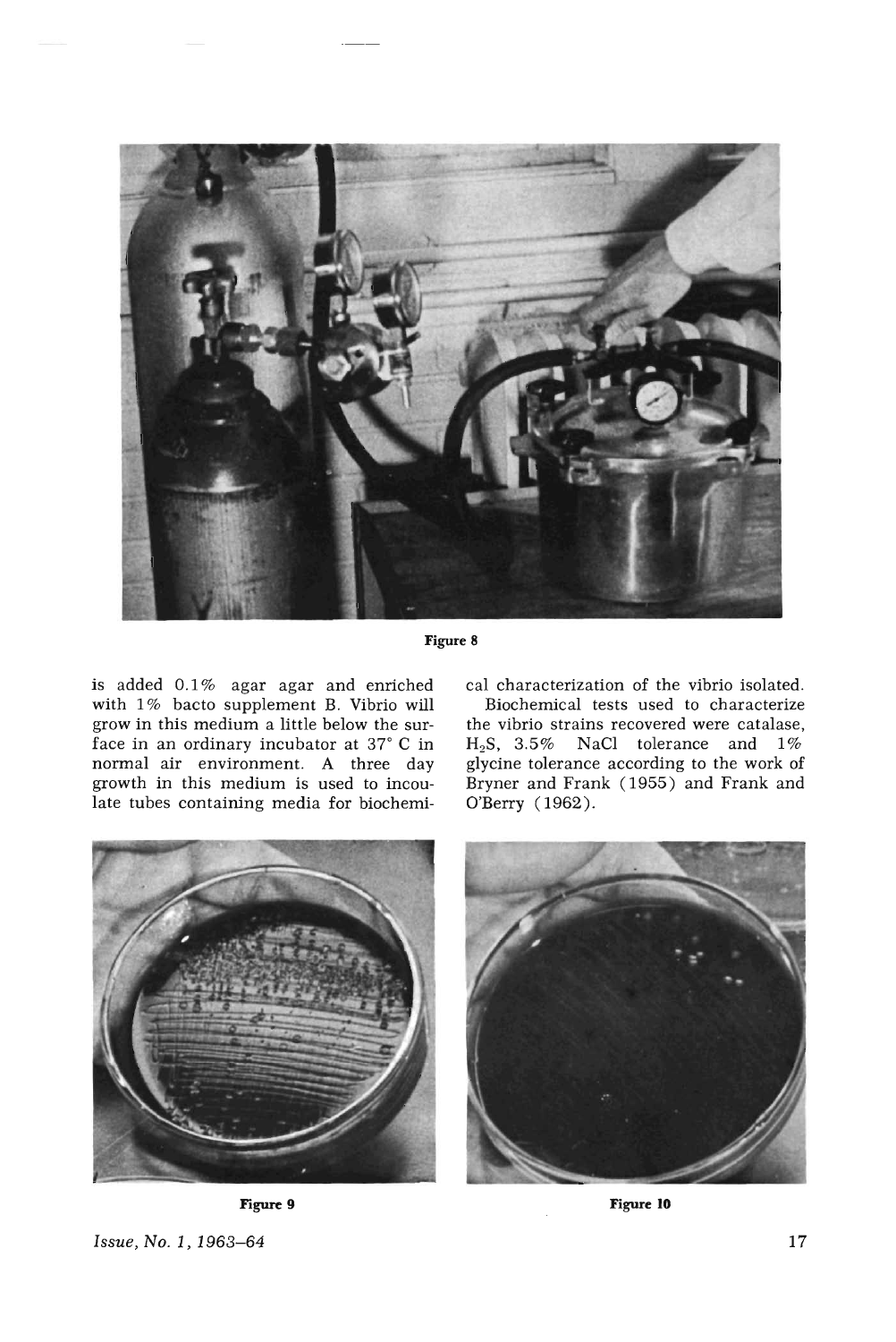Figure 8

is added 0.1% agar agar and enriched with 1% bacto supplement B. Vibrio will grow in this medium a little below the surface in an ordinary incubator at 37° C in normal air environment. A three day growth in this medium is used to incoulate tubes containing media for biochemical characterization of the vibrio isolated.

Biochemical tests used to characterize the vibrio strains recovered were catalase, $H_2S$, 3.5% NaCl tolerance and 1% glycine tolerance according to the work of Bryner and Frank (1955) and Frank and O'Berry (1962).

Figure 9

Figure 10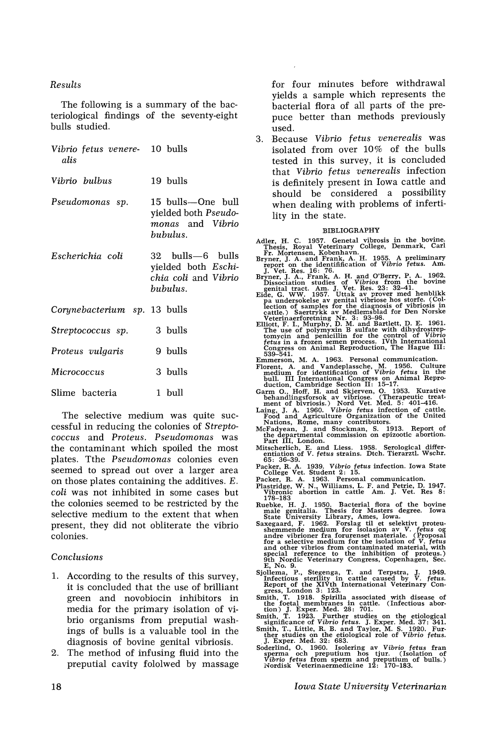## Results

The following is a summary of the bacteriological findings of the seventy-eight bulls studied.

| | |
|---|---|
| *Vibrio fetus venerealis* | 10 bulls |
| *Vibrio bulbus* | 19 bulls |
| *Pseudomonas sp.* | 15 bulls—One bull yielded both *Pseudomonas* and *Vibrio bubulus*. |
| *Escherichia coli* | 32 bulls—6 bulls yielded both *Eschichia coli* and *Vibrio bubulus*. |
| *Corynebacterium sp.* | 13 bulls |
| *Streptococcus sp.* | 3 bulls |
| *Proteus vulgaris* | 9 bulls |
| *Micrococcus* | 3 bulls |
| Slime bacteria | 1 bull |

The selective medium was quite successful in reducing the colonies of *Streptococcus* and *Proteus*. *Pseudomonas* was the contaminant which spoiled the most plates. Tthe *Pseudomonas* colonies even seemed to spread out over a larger area on those plates containing the additives. *E. coli* was not inhibited in some cases but the colonies seemed to be restricted by the selective medium to the extent that when present, they did not obliterate the vibrio colonies.

## Conclusions

1. According to the results of this survey, it is concluded that the use of brilliant green and novobiocin inhibitors in media for the primary isolation of vibrio organisms from preputial washings of bulls is a valuable tool in the diagnosis of bovine genital vibriosis.
2. The method of infusing fluid into the preputial cavity fololwed by massage for four minutes before withdrawal yields a sample which represents the bacterial flora of all parts of the prepuce better than methods previously used.
3. Because *Vibrio fetus venerealis* was isolated from over 10% of the bulls tested in this survey, it is concluded that *Vibrio fetus venerealis* infection is definitely present in Iowa cattle and should be considered a possibility when dealing with problems of infertility in the state.

### BIBLIOGRAPHY

Adler, H. C. 1957. Genetal vibrosis in the bovine. Thesis, Royal Veterinary College, Denmark, Carl Fr. Mortensen, Kobenhavn.

Bryner, J. A. and Frank, A. H. 1955. A preliminary report on the identifiication of *Vibrio fetus*. Am. J. Vet. Res. 16: 76.

Bryner, J. A., Frank, A. H. and O'Berry, P. A. 1962. Dissociation studies of *Vibrios* from the bovine genital tract. Am. J. Vet. Res. 23: 32–41.

Eide, G. WW. 1957. Uttak av prover med henblikk pa undersokelse av genital vibriose hos storfe. (Collection of samples for the diagnosis of vibriosis in cattle.) Saertrykk av Medlemsblad for Den Norske Veterinaerforetning Nr. 3: 93–98.

Elliott, F. I., Murphy, D. M. and Bartlett, D. E. 1961. The use of polymyxin B sulfate with dihydrostreptomycin and penicillin for the control of *Vibrio fetus* in a frozen semen process. IVth International Congress on Animal Reproduction, The Hague III: 539–541.

Emmerson, M. A. 1963. Personal communication.

Florent, A. and Vandeplassche, M. 1956. Culture medium for identification of *Vibrio fetus* in the bull. III International Congress on Animal Reproduction, Cambridge Section II: 15–17.

Garm O., Hoff, H. and Skjerven, O. 1953. Kurative behandlingsforsok av vibriose. (Therapeutic treatment of bivriosis.) Nord Vet. Med. 5: 401–416.

Laing, J. A. 1960. *Vibrio fetus* infection of cattle. Food and Agriculture Organization of the United Nations, Rome, many contributors.

McFadyean, J. and Stockman, S. 1913. Report of the departmental commission on epizootic abortion. Part III, London.

Mitscherlich, E. and Liess. 1958. Serological differentiation of *V. fetus* strains. Dtch. Tierarztl. Wschr. 65: 36–39.

Packer, R. A. 1939. *Vibrio fetus* infection. Iowa State College Vet. Student 2: 15.

Packer, R. A. 1963. Personal communication.

Plastridge, W. N., Williams, L. F. and Petrie, D. 1947. Vibronic abortion in cattle Am. J. Vet. Res 8: 178–183

Ruebke, H. J. 1950. Bacterial flora of the bovine male genitalia. Thesis for Masters degree. Iowa State University Library, Ames, Iowa.

Saxegaard, F. 1962. Forslag til et selektivt proteushemmende medium for isolasjon av *V. fetus* og andre vibrioner fra forurenset materiale. (Proposal for a selective medium for the isolation of *V. fetus* and other vibrios from contaminated material, with special reference to the inhibition of proteus.) 9th Nordic Veterinary Congress, Copenhagen, Sec. E, No. 9.

Sjollema, P., Stegenga, T. and Terpstra, J. 1949. Infectious sterility in cattle caused by *V. fetus*. Report of the XIVth International Veterinary Congress, London 3: 123.

Smith, T. 1918. Spirilla associated with disease of the foetal membranes in cattle. (Infectious abortion) J. Exper. Med. 28: 701.

Smith, T. 1923. Further studies on the etiological significance of *Vibrio fetus*. J. Exper. Med. 37: 341.

Smith, T., Little, R. B. and Taylor, M. S. 1920. Further studies on the etiological role of *Vibrio fetus*. J. Exper. Med. 32: 683.

Soderlind, O. 1960. Isolering av *Vibrio fetus* fran sperma och preputium hos tjur. (Isolation of *Vibrio fetus* from sperm and preputium of bulls.) Nordisk Veterinaermedicine 12: 170–183.